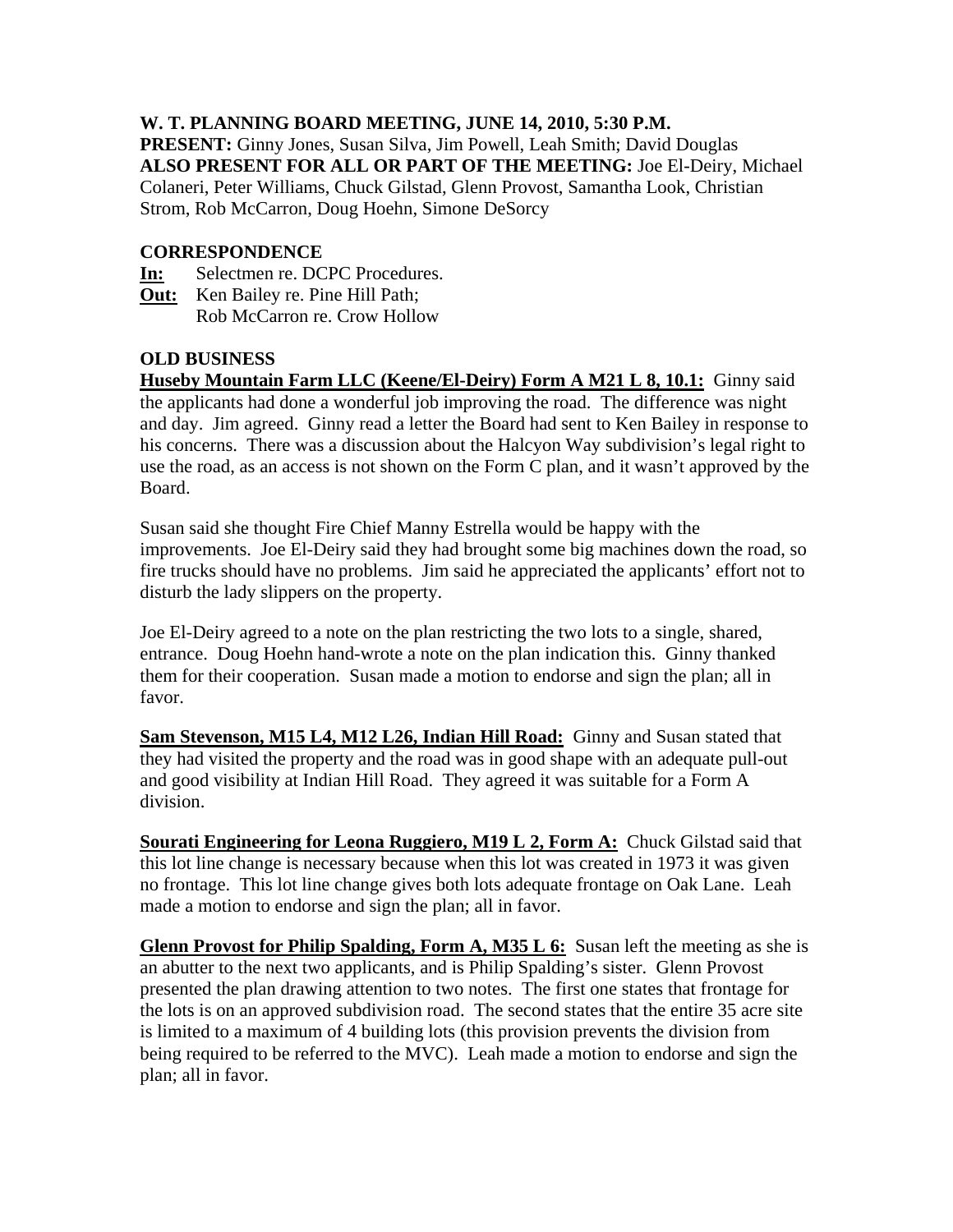**W. T. PLANNING BOARD MEETING, JUNE 14, 2010, 5:30 P.M.**
**PRESENT:** Ginny Jones, Susan Silva, Jim Powell, Leah Smith; David Douglas
**ALSO PRESENT FOR ALL OR PART OF THE MEETING:** Joe El-Deiry, Michael Colaneri, Peter Williams, Chuck Gilstad, Glenn Provost, Samantha Look, Christian Strom, Rob McCarron, Doug Hoehn, Simone DeSorcy

**CORRESPONDENCE**
**In:** Selectmen re. DCPC Procedures.
**Out:** Ken Bailey re. Pine Hill Path;
Rob McCarron re. Crow Hollow

**OLD BUSINESS**
**Huseby Mountain Farm LLC (Keene/El-Deiry) Form A M21 L 8, 10.1:** Ginny said the applicants had done a wonderful job improving the road. The difference was night and day. Jim agreed. Ginny read a letter the Board had sent to Ken Bailey in response to his concerns. There was a discussion about the Halcyon Way subdivision's legal right to use the road, as an access is not shown on the Form C plan, and it wasn't approved by the Board.

Susan said she thought Fire Chief Manny Estrella would be happy with the improvements. Joe El-Deiry said they had brought some big machines down the road, so fire trucks should have no problems. Jim said he appreciated the applicants' effort not to disturb the lady slippers on the property.

Joe El-Deiry agreed to a note on the plan restricting the two lots to a single, shared, entrance. Doug Hoehn hand-wrote a note on the plan indication this. Ginny thanked them for their cooperation. Susan made a motion to endorse and sign the plan; all in favor.

**Sam Stevenson, M15 L4, M12 L26, Indian Hill Road:** Ginny and Susan stated that they had visited the property and the road was in good shape with an adequate pull-out and good visibility at Indian Hill Road. They agreed it was suitable for a Form A division.

**Sourati Engineering for Leona Ruggiero, M19 L 2, Form A:** Chuck Gilstad said that this lot line change is necessary because when this lot was created in 1973 it was given no frontage. This lot line change gives both lots adequate frontage on Oak Lane. Leah made a motion to endorse and sign the plan; all in favor.

**Glenn Provost for Philip Spalding, Form A, M35 L 6:** Susan left the meeting as she is an abutter to the next two applicants, and is Philip Spalding's sister. Glenn Provost presented the plan drawing attention to two notes. The first one states that frontage for the lots is on an approved subdivision road. The second states that the entire 35 acre site is limited to a maximum of 4 building lots (this provision prevents the division from being required to be referred to the MVC). Leah made a motion to endorse and sign the plan; all in favor.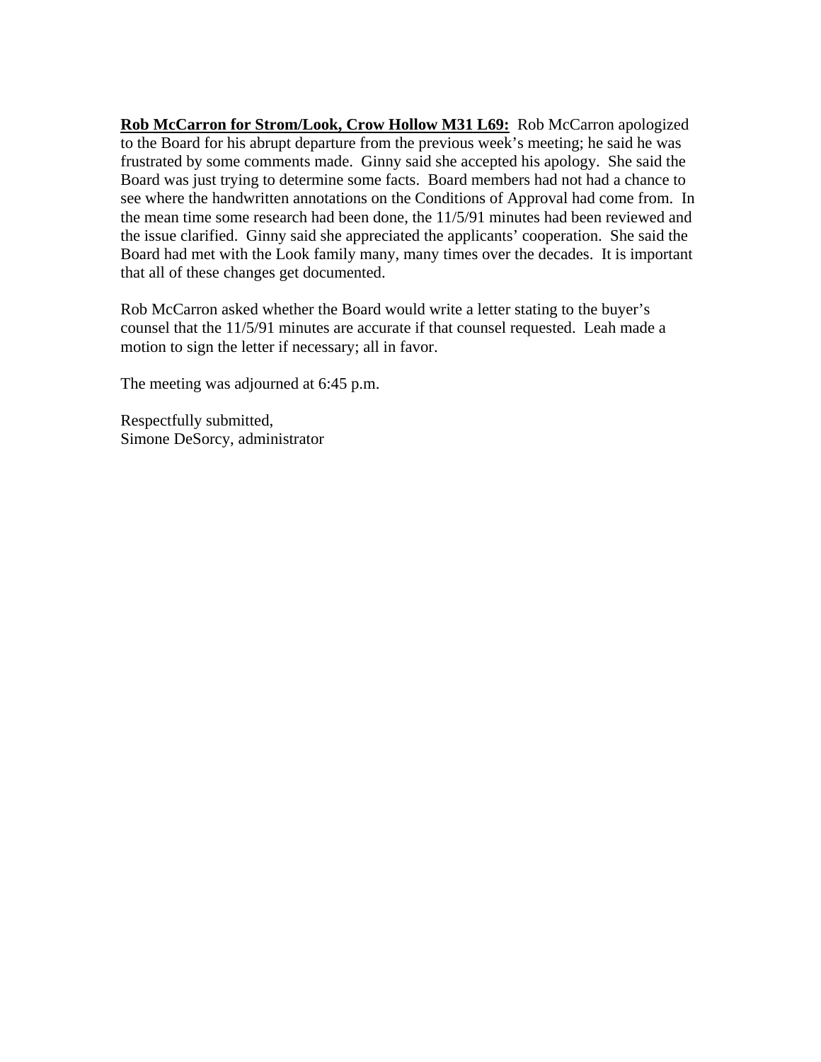**Rob McCarron for Strom/Look, Crow Hollow M31 L69:** Rob McCarron apologized to the Board for his abrupt departure from the previous week's meeting; he said he was frustrated by some comments made. Ginny said she accepted his apology. She said the Board was just trying to determine some facts. Board members had not had a chance to see where the handwritten annotations on the Conditions of Approval had come from. In the mean time some research had been done, the 11/5/91 minutes had been reviewed and the issue clarified. Ginny said she appreciated the applicants' cooperation. She said the Board had met with the Look family many, many times over the decades. It is important that all of these changes get documented.

Rob McCarron asked whether the Board would write a letter stating to the buyer's counsel that the 11/5/91 minutes are accurate if that counsel requested. Leah made a motion to sign the letter if necessary; all in favor.

The meeting was adjourned at 6:45 p.m.

Respectfully submitted,
Simone DeSorcy, administrator